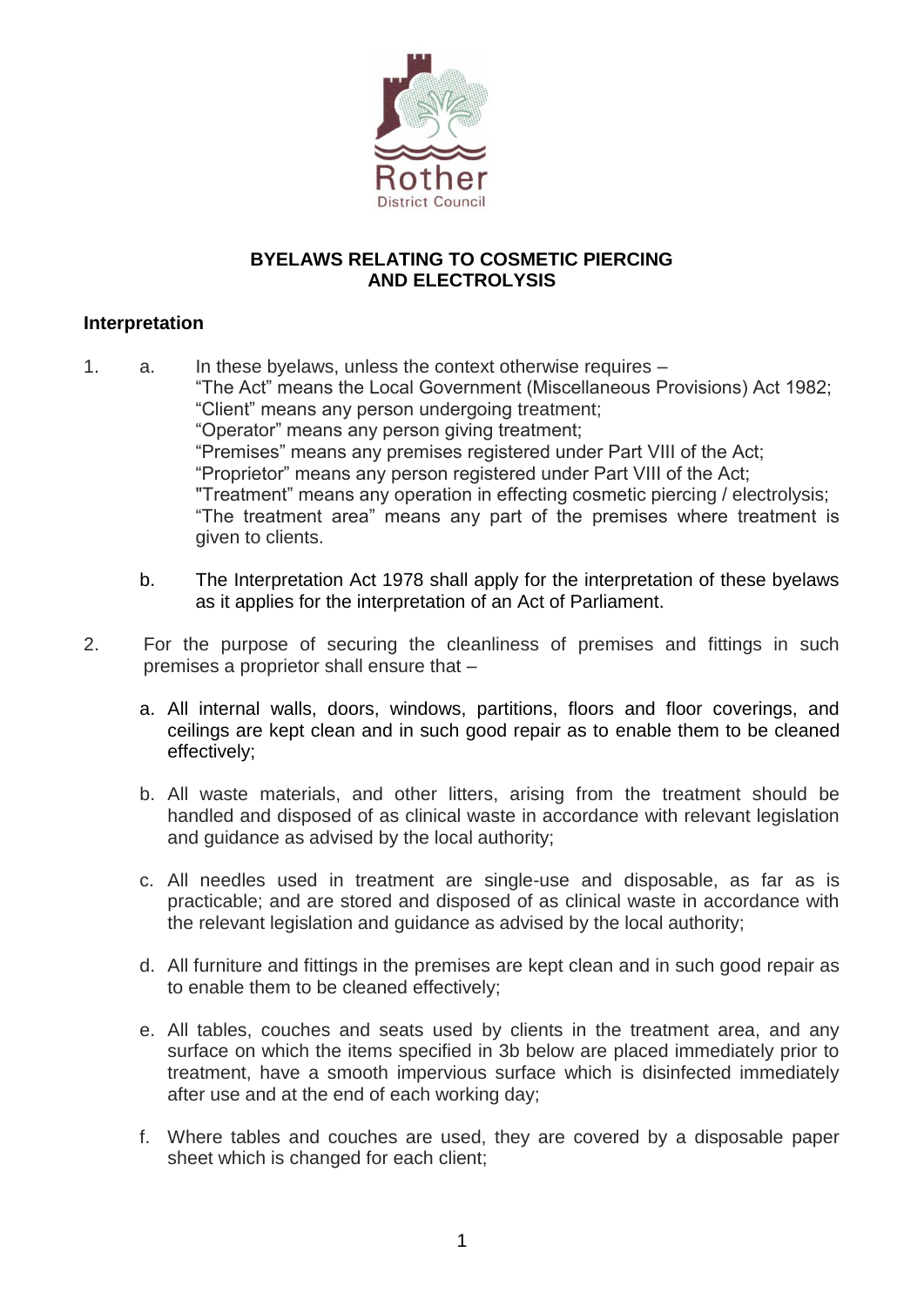Rother
District Council

# BYELAWS RELATING TO COSMETIC PIERCING AND ELECTROLYSIS

## Interpretation

1. a. In these byelaws, unless the context otherwise requires –
   "The Act" means the Local Government (Miscellaneous Provisions) Act 1982;
   "Client" means any person undergoing treatment;
   "Operator" means any person giving treatment;
   "Premises" means any premises registered under Part VIII of the Act;
   "Proprietor" means any person registered under Part VIII of the Act;
   "Treatment" means any operation in effecting cosmetic piercing / electrolysis;
   "The treatment area" means any part of the premises where treatment is given to clients.

   b. The Interpretation Act 1978 shall apply for the interpretation of these byelaws as it applies for the interpretation of an Act of Parliament.

2. For the purpose of securing the cleanliness of premises and fittings in such premises a proprietor shall ensure that –

   a. All internal walls, doors, windows, partitions, floors and floor coverings, and ceilings are kept clean and in such good repair as to enable them to be cleaned effectively;

   b. All waste materials, and other litters, arising from the treatment should be handled and disposed of as clinical waste in accordance with relevant legislation and guidance as advised by the local authority;

   c. All needles used in treatment are single-use and disposable, as far as is practicable; and are stored and disposed of as clinical waste in accordance with the relevant legislation and guidance as advised by the local authority;

   d. All furniture and fittings in the premises are kept clean and in such good repair as to enable them to be cleaned effectively;

   e. All tables, couches and seats used by clients in the treatment area, and any surface on which the items specified in 3b below are placed immediately prior to treatment, have a smooth impervious surface which is disinfected immediately after use and at the end of each working day;

   f. Where tables and couches are used, they are covered by a disposable paper sheet which is changed for each client;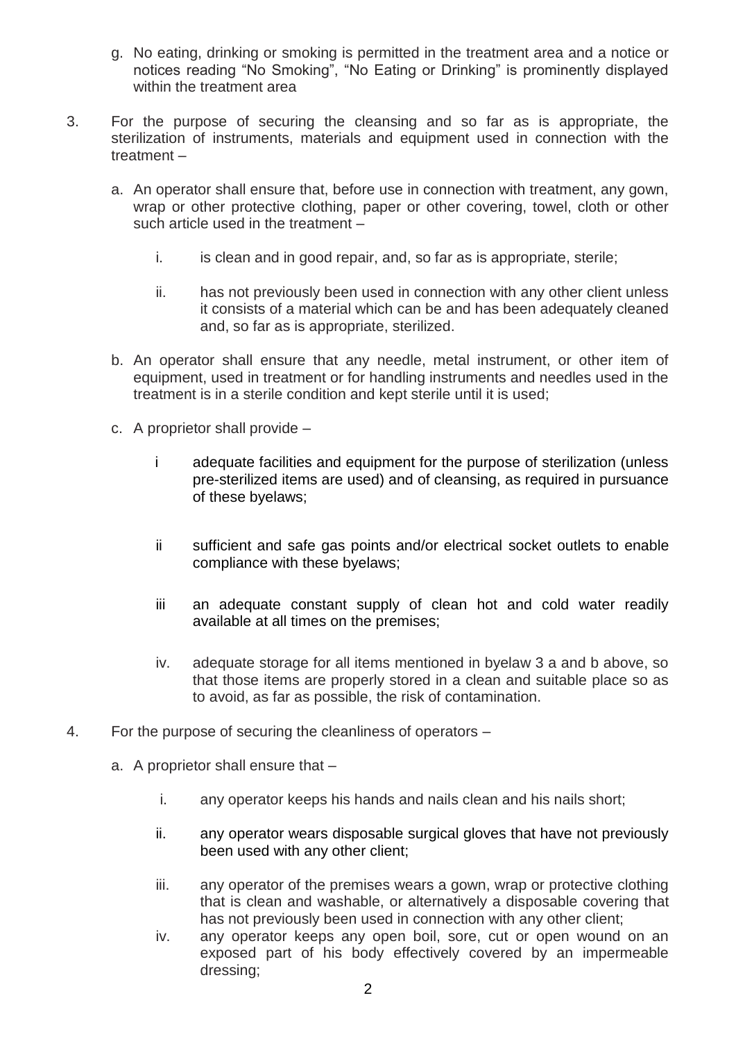g. No eating, drinking or smoking is permitted in the treatment area and a notice or notices reading "No Smoking", "No Eating or Drinking" is prominently displayed within the treatment area

3. For the purpose of securing the cleansing and so far as is appropriate, the sterilization of instruments, materials and equipment used in connection with the treatment –

   a. An operator shall ensure that, before use in connection with treatment, any gown, wrap or other protective clothing, paper or other covering, towel, cloth or other such article used in the treatment –

      i. is clean and in good repair, and, so far as is appropriate, sterile;

      ii. has not previously been used in connection with any other client unless it consists of a material which can be and has been adequately cleaned and, so far as is appropriate, sterilized.

   b. An operator shall ensure that any needle, metal instrument, or other item of equipment, used in treatment or for handling instruments and needles used in the treatment is in a sterile condition and kept sterile until it is used;

   c. A proprietor shall provide –

      i adequate facilities and equipment for the purpose of sterilization (unless pre-sterilized items are used) and of cleansing, as required in pursuance of these byelaws;

      ii sufficient and safe gas points and/or electrical socket outlets to enable compliance with these byelaws;

      iii an adequate constant supply of clean hot and cold water readily available at all times on the premises;

      iv. adequate storage for all items mentioned in byelaw 3 a and b above, so that those items are properly stored in a clean and suitable place so as to avoid, as far as possible, the risk of contamination.

4. For the purpose of securing the cleanliness of operators –

   a. A proprietor shall ensure that –

      i. any operator keeps his hands and nails clean and his nails short;

      ii. any operator wears disposable surgical gloves that have not previously been used with any other client;

      iii. any operator of the premises wears a gown, wrap or protective clothing that is clean and washable, or alternatively a disposable covering that has not previously been used in connection with any other client;

      iv. any operator keeps any open boil, sore, cut or open wound on an exposed part of his body effectively covered by an impermeable dressing;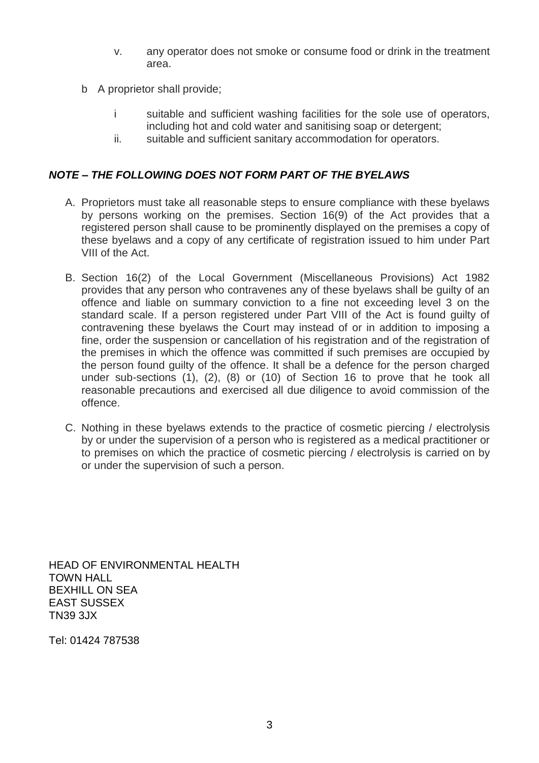v. any operator does not smoke or consume food or drink in the treatment area.

b A proprietor shall provide;

i suitable and sufficient washing facilities for the sole use of operators, including hot and cold water and sanitising soap or detergent;

ii. suitable and sufficient sanitary accommodation for operators.

***NOTE – THE FOLLOWING DOES NOT FORM PART OF THE BYELAWS***

A. Proprietors must take all reasonable steps to ensure compliance with these byelaws by persons working on the premises. Section 16(9) of the Act provides that a registered person shall cause to be prominently displayed on the premises a copy of these byelaws and a copy of any certificate of registration issued to him under Part VIII of the Act.

B. Section 16(2) of the Local Government (Miscellaneous Provisions) Act 1982 provides that any person who contravenes any of these byelaws shall be guilty of an offence and liable on summary conviction to a fine not exceeding level 3 on the standard scale. If a person registered under Part VIII of the Act is found guilty of contravening these byelaws the Court may instead of or in addition to imposing a fine, order the suspension or cancellation of his registration and of the registration of the premises in which the offence was committed if such premises are occupied by the person found guilty of the offence. It shall be a defence for the person charged under sub-sections (1), (2), (8) or (10) of Section 16 to prove that he took all reasonable precautions and exercised all due diligence to avoid commission of the offence.

C. Nothing in these byelaws extends to the practice of cosmetic piercing / electrolysis by or under the supervision of a person who is registered as a medical practitioner or to premises on which the practice of cosmetic piercing / electrolysis is carried on by or under the supervision of such a person.

HEAD OF ENVIRONMENTAL HEALTH
TOWN HALL
BEXHILL ON SEA
EAST SUSSEX
TN39 3JX

Tel: 01424 787538